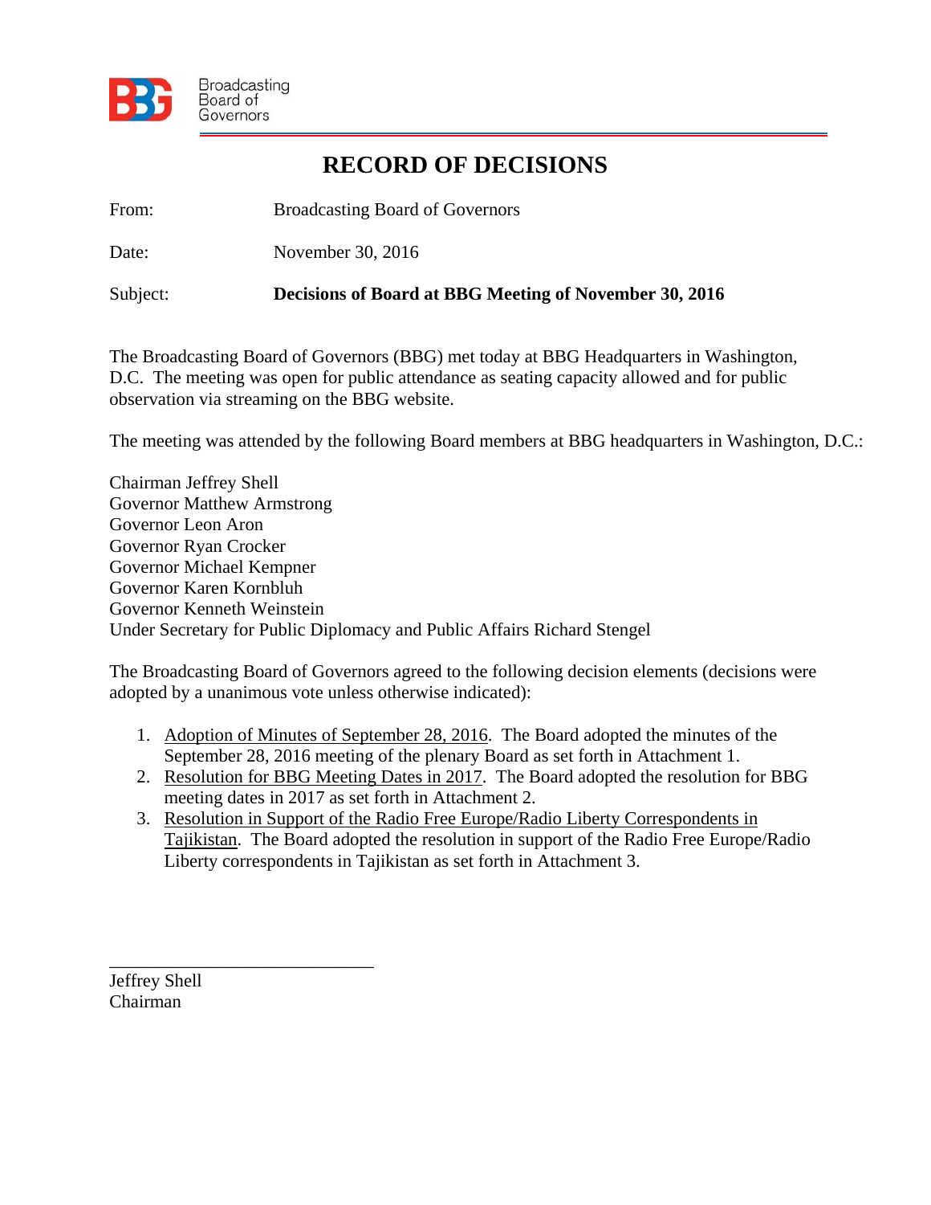Broadcasting Board of Governors

# RECORD OF DECISIONS

From: Broadcasting Board of Governors

Date: November 30, 2016

Subject: **Decisions of Board at BBG Meeting of November 30, 2016**

The Broadcasting Board of Governors (BBG) met today at BBG Headquarters in Washington, D.C. The meeting was open for public attendance as seating capacity allowed and for public observation via streaming on the BBG website.

The meeting was attended by the following Board members at BBG headquarters in Washington, D.C.:

Chairman Jeffrey Shell
Governor Matthew Armstrong
Governor Leon Aron
Governor Ryan Crocker
Governor Michael Kempner
Governor Karen Kornbluh
Governor Kenneth Weinstein
Under Secretary for Public Diplomacy and Public Affairs Richard Stengel

The Broadcasting Board of Governors agreed to the following decision elements (decisions were adopted by a unanimous vote unless otherwise indicated):

1. Adoption of Minutes of September 28, 2016. The Board adopted the minutes of the September 28, 2016 meeting of the plenary Board as set forth in Attachment 1.
2. Resolution for BBG Meeting Dates in 2017. The Board adopted the resolution for BBG meeting dates in 2017 as set forth in Attachment 2.
3. Resolution in Support of the Radio Free Europe/Radio Liberty Correspondents in Tajikistan. The Board adopted the resolution in support of the Radio Free Europe/Radio Liberty correspondents in Tajikistan as set forth in Attachment 3.

\_\_\_\_\_\_\_\_\_\_\_\_\_\_\_\_\_\_\_\_\_\_\_\_\_\_\_\_

Jeffrey Shell
Chairman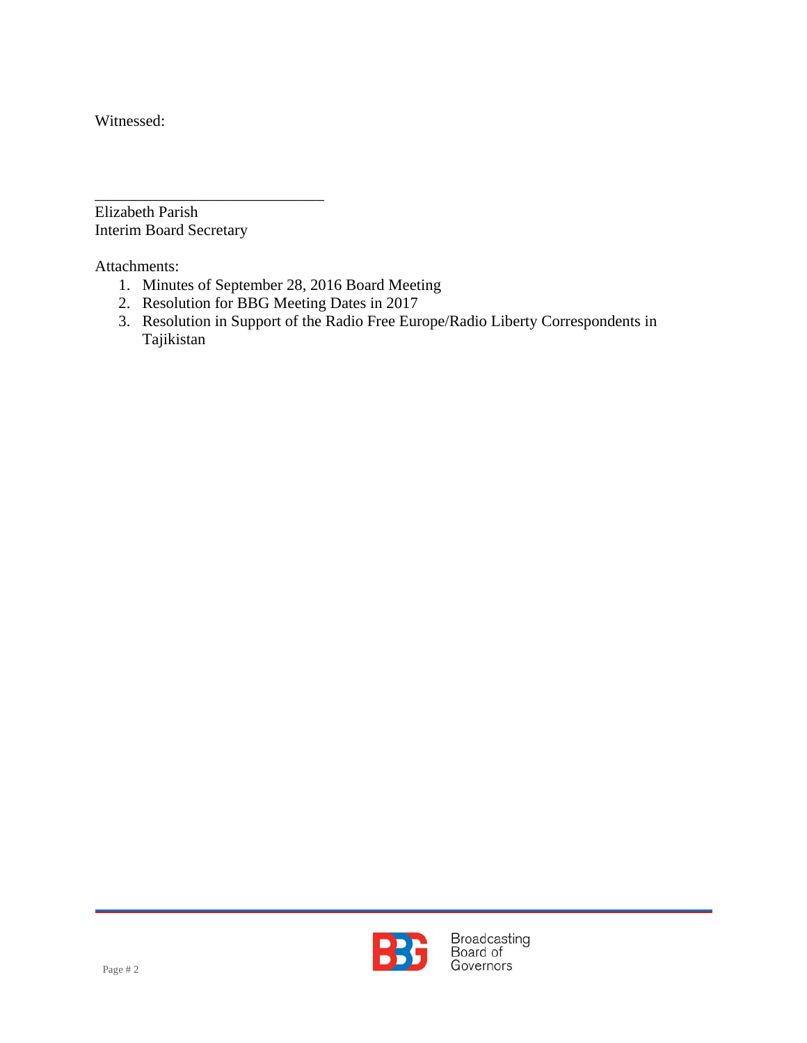Witnessed:

\_\_\_\_\_\_\_\_\_\_\_\_\_\_\_\_\_\_\_\_\_\_\_\_\_\_\_\_\_\_

Elizabeth Parish
Interim Board Secretary

Attachments:

1. Minutes of September 28, 2016 Board Meeting
2. Resolution for BBG Meeting Dates in 2017
3. Resolution in Support of the Radio Free Europe/Radio Liberty Correspondents in Tajikistan